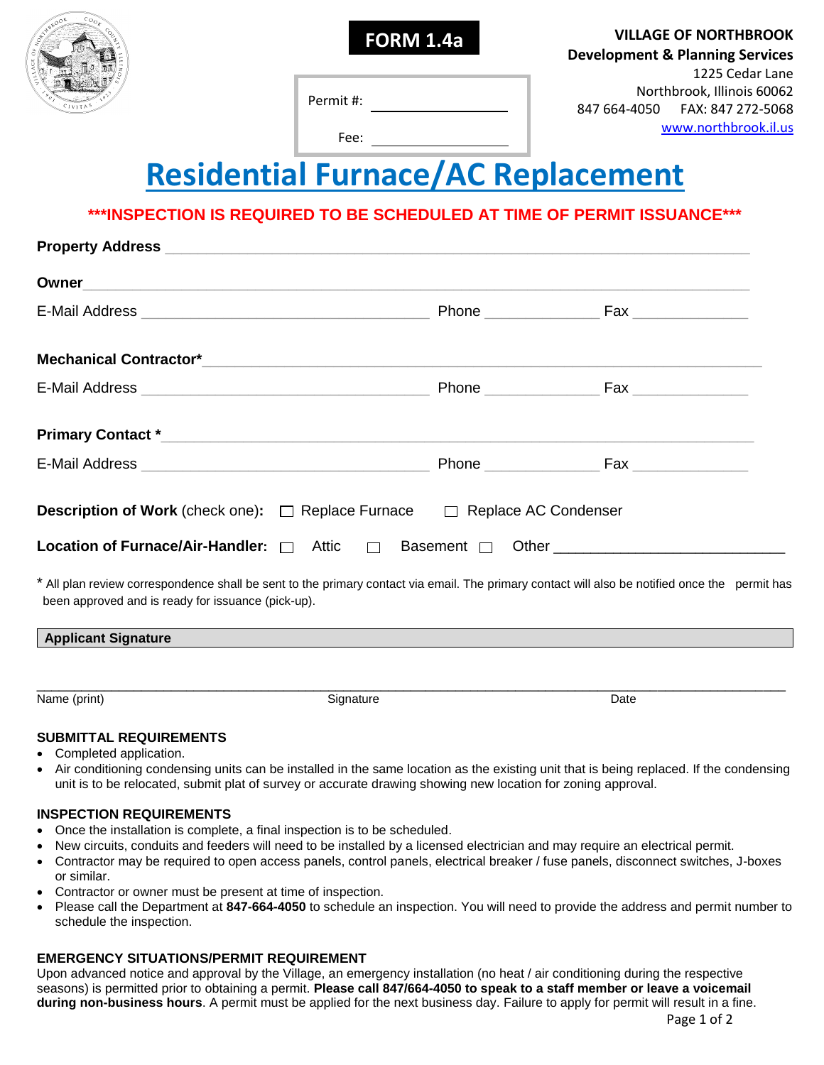**FORM 1.4a**

Permit #: ____________________

Fee: ____________________

**VILLAGE OF NORTHBROOK**
**Development & Planning Services**
1225 Cedar Lane
Northbrook, Illinois 60062
847 664-4050 FAX: 847 272-5068
www.northbrook.il.us

# Residential Furnace/AC Replacement

*****INSPECTION IS REQUIRED TO BE SCHEDULED AT TIME OF PERMIT ISSUANCE*****

**Property Address** ________________________________________________________________

**Owner** ________________________________________________________________

E-Mail Address ______________________________ Phone ______________ Fax ______________

**Mechanical Contractor*** ________________________________________________________________

E-Mail Address ______________________________ Phone ______________ Fax ______________

**Primary Contact *** ________________________________________________________________

E-Mail Address ______________________________ Phone ______________ Fax ______________

**Description of Work** (check one): ☐ Replace Furnace ☐ Replace AC Condenser

**Location of Furnace/Air-Handler:** ☐ Attic ☐ Basement ☐ Other ____________________________

* All plan review correspondence shall be sent to the primary contact via email. The primary contact will also be notified once the permit has been approved and is ready for issuance (pick-up).

**Applicant Signature**

______________________________________________________________________________

Name (print) Signature Date

### SUBMITTAL REQUIREMENTS

- Completed application.
- Air conditioning condensing units can be installed in the same location as the existing unit that is being replaced. If the condensing unit is to be relocated, submit plat of survey or accurate drawing showing new location for zoning approval.

### INSPECTION REQUIREMENTS

- Once the installation is complete, a final inspection is to be scheduled.
- New circuits, conduits and feeders will need to be installed by a licensed electrician and may require an electrical permit.
- Contractor may be required to open access panels, control panels, electrical breaker / fuse panels, disconnect switches, J-boxes or similar.
- Contractor or owner must be present at time of inspection.
- Please call the Department at **847-664-4050** to schedule an inspection. You will need to provide the address and permit number to schedule the inspection.

### EMERGENCY SITUATIONS/PERMIT REQUIREMENT

Upon advanced notice and approval by the Village, an emergency installation (no heat / air conditioning during the respective seasons) is permitted prior to obtaining a permit. **Please call 847/664-4050 to speak to a staff member or leave a voicemail during non-business hours**. A permit must be applied for the next business day. Failure to apply for permit will result in a fine.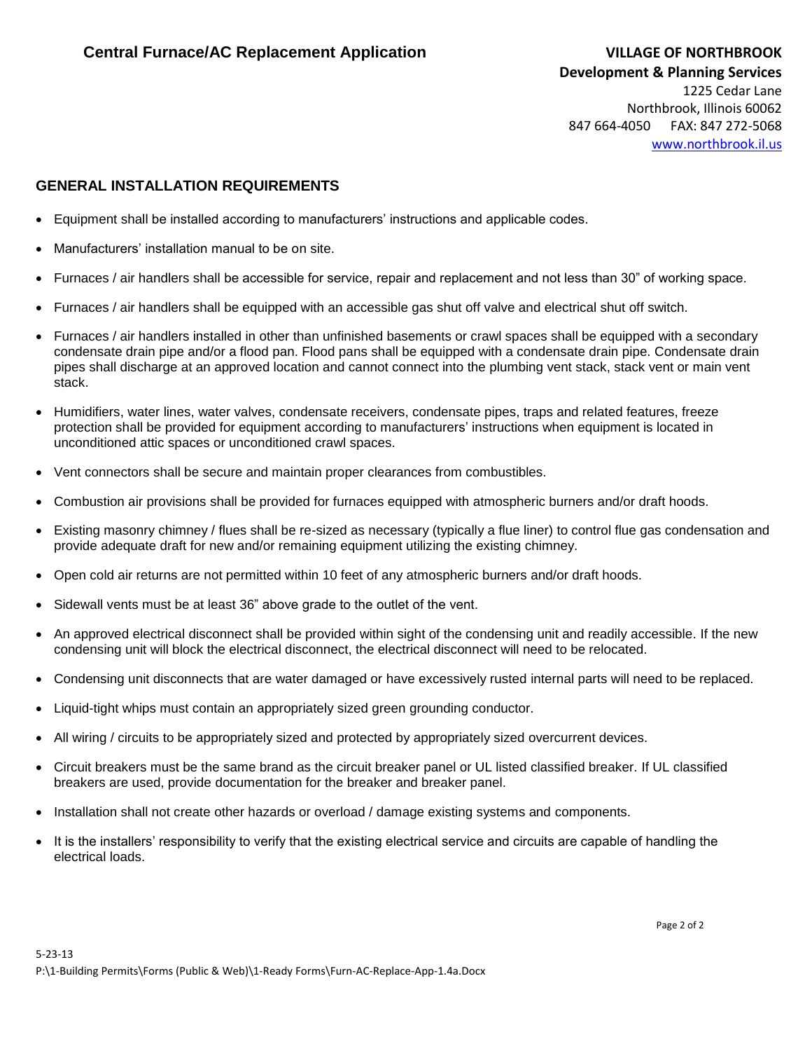**Central Furnace/AC Replacement Application**

**VILLAGE OF NORTHBROOK**
**Development & Planning Services**
1225 Cedar Lane
Northbrook, Illinois 60062
847 664-4050 FAX: 847 272-5068
www.northbrook.il.us

## GENERAL INSTALLATION REQUIREMENTS

- Equipment shall be installed according to manufacturers' instructions and applicable codes.
- Manufacturers' installation manual to be on site.
- Furnaces / air handlers shall be accessible for service, repair and replacement and not less than 30" of working space.
- Furnaces / air handlers shall be equipped with an accessible gas shut off valve and electrical shut off switch.
- Furnaces / air handlers installed in other than unfinished basements or crawl spaces shall be equipped with a secondary condensate drain pipe and/or a flood pan. Flood pans shall be equipped with a condensate drain pipe. Condensate drain pipes shall discharge at an approved location and cannot connect into the plumbing vent stack, stack vent or main vent stack.
- Humidifiers, water lines, water valves, condensate receivers, condensate pipes, traps and related features, freeze protection shall be provided for equipment according to manufacturers' instructions when equipment is located in unconditioned attic spaces or unconditioned crawl spaces.
- Vent connectors shall be secure and maintain proper clearances from combustibles.
- Combustion air provisions shall be provided for furnaces equipped with atmospheric burners and/or draft hoods.
- Existing masonry chimney / flues shall be re-sized as necessary (typically a flue liner) to control flue gas condensation and provide adequate draft for new and/or remaining equipment utilizing the existing chimney.
- Open cold air returns are not permitted within 10 feet of any atmospheric burners and/or draft hoods.
- Sidewall vents must be at least 36" above grade to the outlet of the vent.
- An approved electrical disconnect shall be provided within sight of the condensing unit and readily accessible. If the new condensing unit will block the electrical disconnect, the electrical disconnect will need to be relocated.
- Condensing unit disconnects that are water damaged or have excessively rusted internal parts will need to be replaced.
- Liquid-tight whips must contain an appropriately sized green grounding conductor.
- All wiring / circuits to be appropriately sized and protected by appropriately sized overcurrent devices.
- Circuit breakers must be the same brand as the circuit breaker panel or UL listed classified breaker. If UL classified breakers are used, provide documentation for the breaker and breaker panel.
- Installation shall not create other hazards or overload / damage existing systems and components.
- It is the installers' responsibility to verify that the existing electrical service and circuits are capable of handling the electrical loads.

5-23-13
P:\1-Building Permits\Forms (Public & Web)\1-Ready Forms\Furn-AC-Replace-App-1.4a.Docx